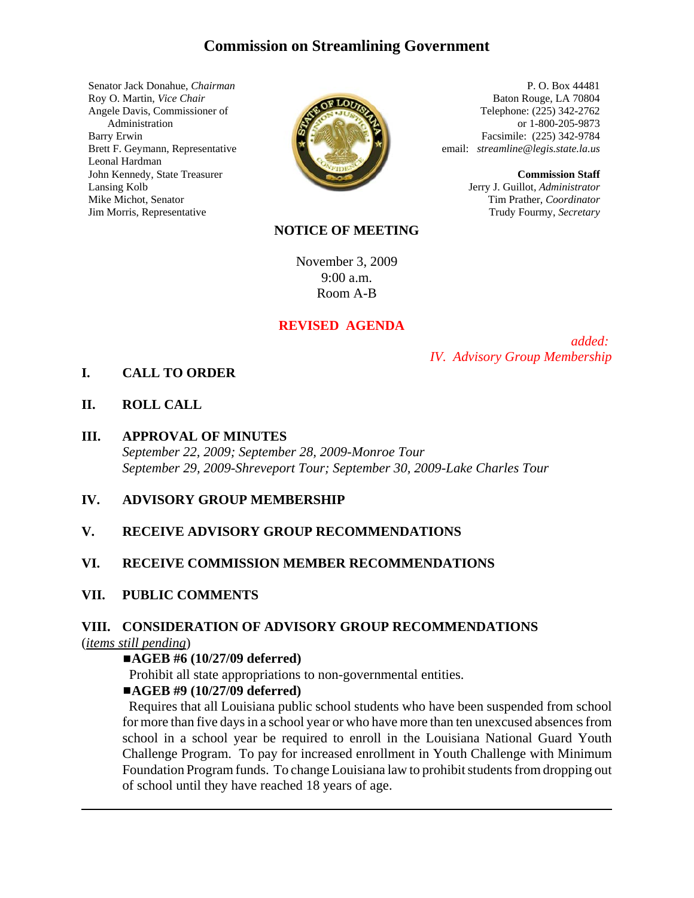# Commission on Streamlining Government

Senator Jack Donahue, *Chairman*
Roy O. Martin, *Vice Chair*
Angele Davis, Commissioner of Administration
Barry Erwin
Brett F. Geymann, Representative
Leonal Hardman
John Kennedy, State Treasurer
Lansing Kolb
Mike Michot, Senator
Jim Morris, Representative

P. O. Box 44481
Baton Rouge, LA 70804
Telephone: (225) 342-2762
or 1-800-205-9873
Facsimile: (225) 342-9784
email: *streamline@legis.state.la.us*

**Commission Staff**
Jerry J. Guillot, *Administrator*
Tim Prather, *Coordinator*
Trudy Fourmy, *Secretary*

## NOTICE OF MEETING

November 3, 2009
9:00 a.m.
Room A-B

## REVISED AGENDA

*added:*
*IV. Advisory Group Membership*

**I. CALL TO ORDER**

**II. ROLL CALL**

**III. APPROVAL OF MINUTES**
*September 22, 2009; September 28, 2009-Monroe Tour*
*September 29, 2009-Shreveport Tour; September 30, 2009-Lake Charles Tour*

**IV. ADVISORY GROUP MEMBERSHIP**

**V. RECEIVE ADVISORY GROUP RECOMMENDATIONS**

**VI. RECEIVE COMMISSION MEMBER RECOMMENDATIONS**

**VII. PUBLIC COMMENTS**

**VIII. CONSIDERATION OF ADVISORY GROUP RECOMMENDATIONS**
(*items still pending*)

- **AGEB #6 (10/27/09 deferred)**
  Prohibit all state appropriations to non-governmental entities.
- **AGEB #9 (10/27/09 deferred)**
  Requires that all Louisiana public school students who have been suspended from school for more than five days in a school year or who have more than ten unexcused absences from school in a school year be required to enroll in the Louisiana National Guard Youth Challenge Program. To pay for increased enrollment in Youth Challenge with Minimum Foundation Program funds. To change Louisiana law to prohibit students from dropping out of school until they have reached 18 years of age.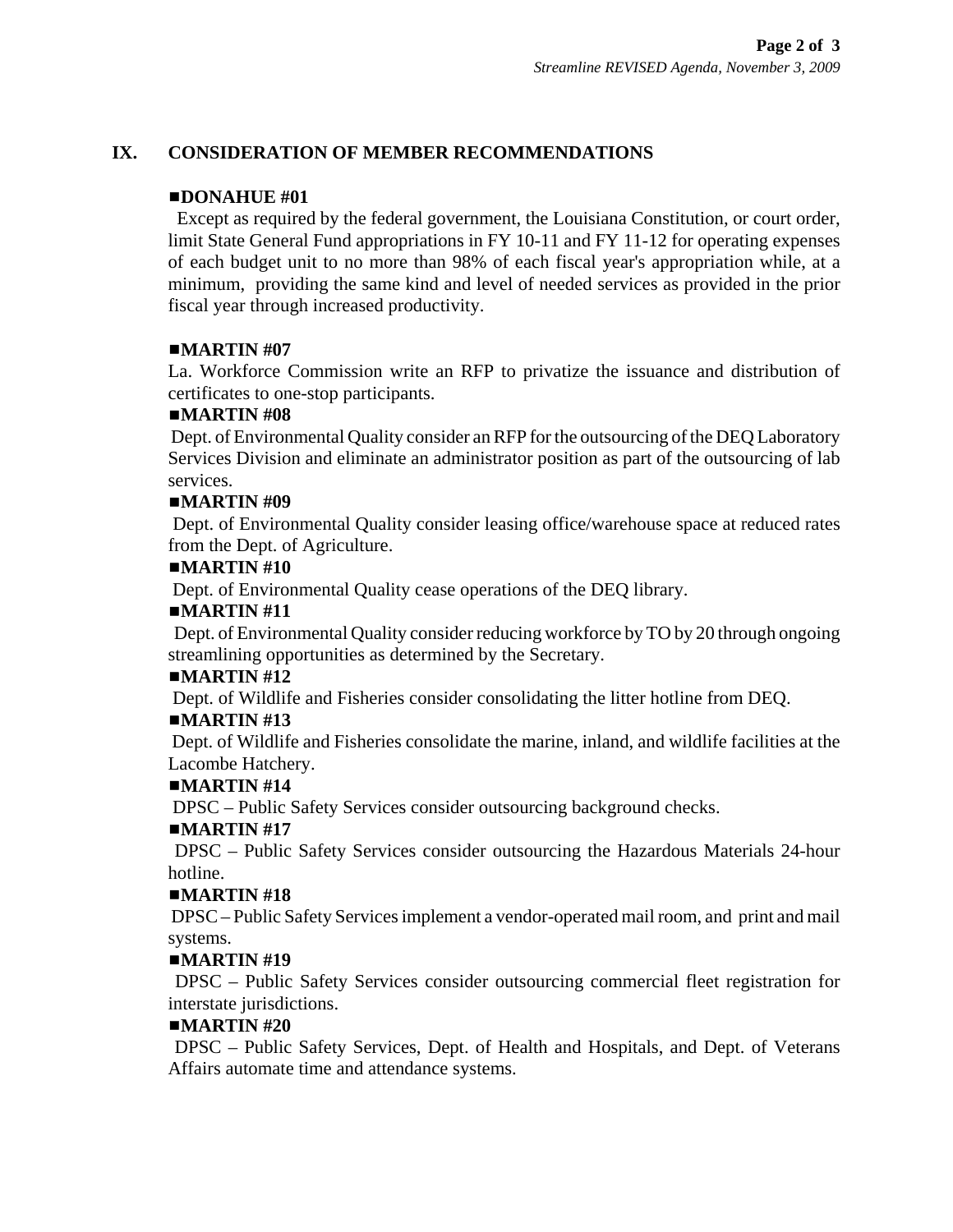## IX. CONSIDERATION OF MEMBER RECOMMENDATIONS

■**DONAHUE #01**

Except as required by the federal government, the Louisiana Constitution, or court order, limit State General Fund appropriations in FY 10-11 and FY 11-12 for operating expenses of each budget unit to no more than 98% of each fiscal year's appropriation while, at a minimum, providing the same kind and level of needed services as provided in the prior fiscal year through increased productivity.

■**MARTIN #07**

La. Workforce Commission write an RFP to privatize the issuance and distribution of certificates to one-stop participants.

■**MARTIN #08**

Dept. of Environmental Quality consider an RFP for the outsourcing of the DEQ Laboratory Services Division and eliminate an administrator position as part of the outsourcing of lab services.

■**MARTIN #09**

Dept. of Environmental Quality consider leasing office/warehouse space at reduced rates from the Dept. of Agriculture.

■**MARTIN #10**

Dept. of Environmental Quality cease operations of the DEQ library.

■**MARTIN #11**

Dept. of Environmental Quality consider reducing workforce by TO by 20 through ongoing streamlining opportunities as determined by the Secretary.

■**MARTIN #12**

Dept. of Wildlife and Fisheries consider consolidating the litter hotline from DEQ.

■**MARTIN #13**

Dept. of Wildlife and Fisheries consolidate the marine, inland, and wildlife facilities at the Lacombe Hatchery.

■**MARTIN #14**

DPSC – Public Safety Services consider outsourcing background checks.

■**MARTIN #17**

DPSC – Public Safety Services consider outsourcing the Hazardous Materials 24-hour hotline.

■**MARTIN #18**

DPSC – Public Safety Services implement a vendor-operated mail room, and print and mail systems.

■**MARTIN #19**

DPSC – Public Safety Services consider outsourcing commercial fleet registration for interstate jurisdictions.

■**MARTIN #20**

DPSC – Public Safety Services, Dept. of Health and Hospitals, and Dept. of Veterans Affairs automate time and attendance systems.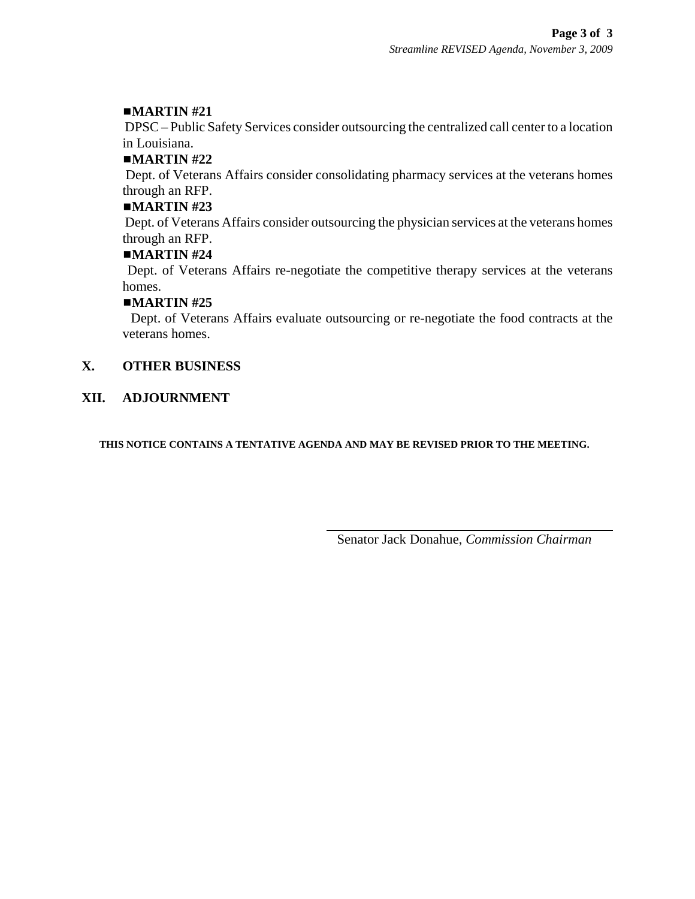■**MARTIN #21**

DPSC – Public Safety Services consider outsourcing the centralized call center to a location in Louisiana.

■**MARTIN #22**

Dept. of Veterans Affairs consider consolidating pharmacy services at the veterans homes through an RFP.

■**MARTIN #23**

Dept. of Veterans Affairs consider outsourcing the physician services at the veterans homes through an RFP.

■**MARTIN #24**

Dept. of Veterans Affairs re-negotiate the competitive therapy services at the veterans homes.

■**MARTIN #25**

Dept. of Veterans Affairs evaluate outsourcing or re-negotiate the food contracts at the veterans homes.

## X. OTHER BUSINESS

## XII. ADJOURNMENT

**THIS NOTICE CONTAINS A TENTATIVE AGENDA AND MAY BE REVISED PRIOR TO THE MEETING.**

Senator Jack Donahue, *Commission Chairman*